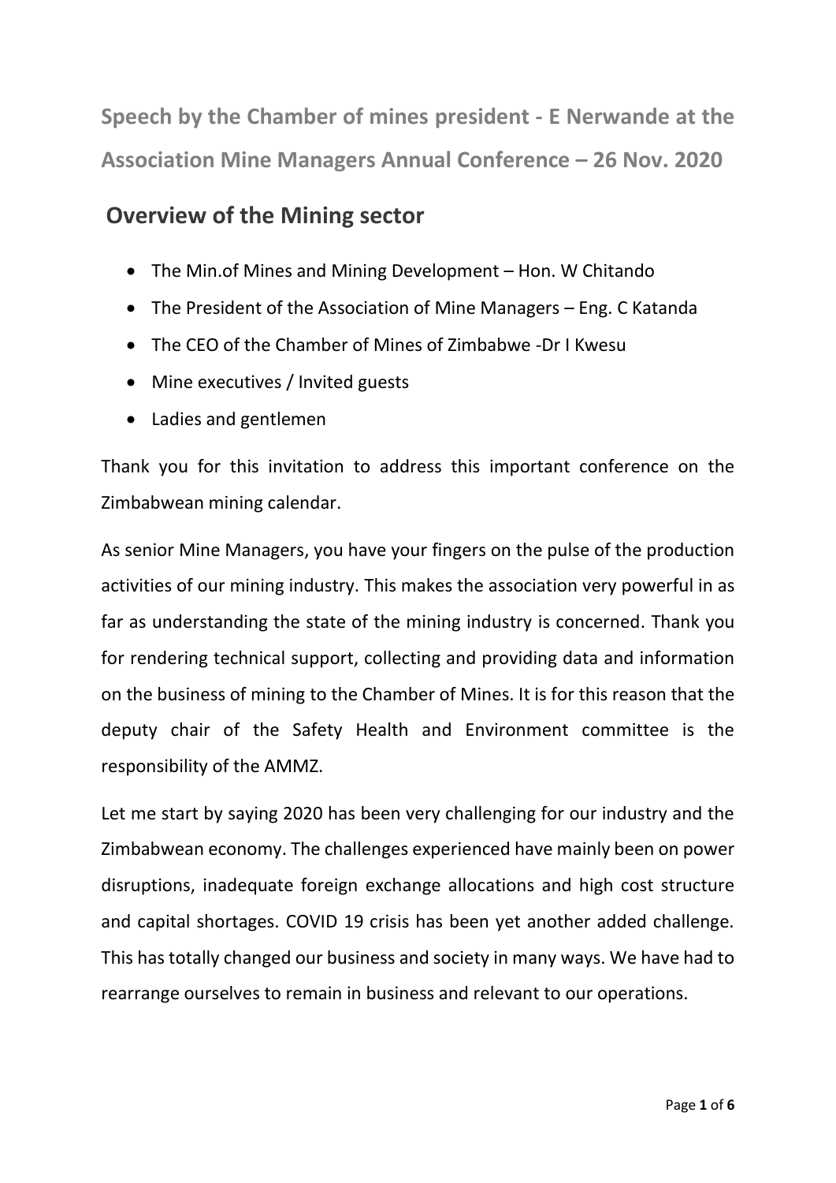# Speech by the Chamber of mines president - E Nerwande at the Association Mine Managers Annual Conference – 26 Nov. 2020

## Overview of the Mining sector

- The Min.of Mines and Mining Development – Hon. W Chitando
- The President of the Association of Mine Managers – Eng. C Katanda
- The CEO of the Chamber of Mines of Zimbabwe -Dr I Kwesu
- Mine executives / Invited guests
- Ladies and gentlemen

Thank you for this invitation to address this important conference on the Zimbabwean mining calendar.

As senior Mine Managers, you have your fingers on the pulse of the production activities of our mining industry. This makes the association very powerful in as far as understanding the state of the mining industry is concerned. Thank you for rendering technical support, collecting and providing data and information on the business of mining to the Chamber of Mines. It is for this reason that the deputy chair of the Safety Health and Environment committee is the responsibility of the AMMZ.

Let me start by saying 2020 has been very challenging for our industry and the Zimbabwean economy. The challenges experienced have mainly been on power disruptions, inadequate foreign exchange allocations and high cost structure and capital shortages. COVID 19 crisis has been yet another added challenge. This has totally changed our business and society in many ways. We have had to rearrange ourselves to remain in business and relevant to our operations.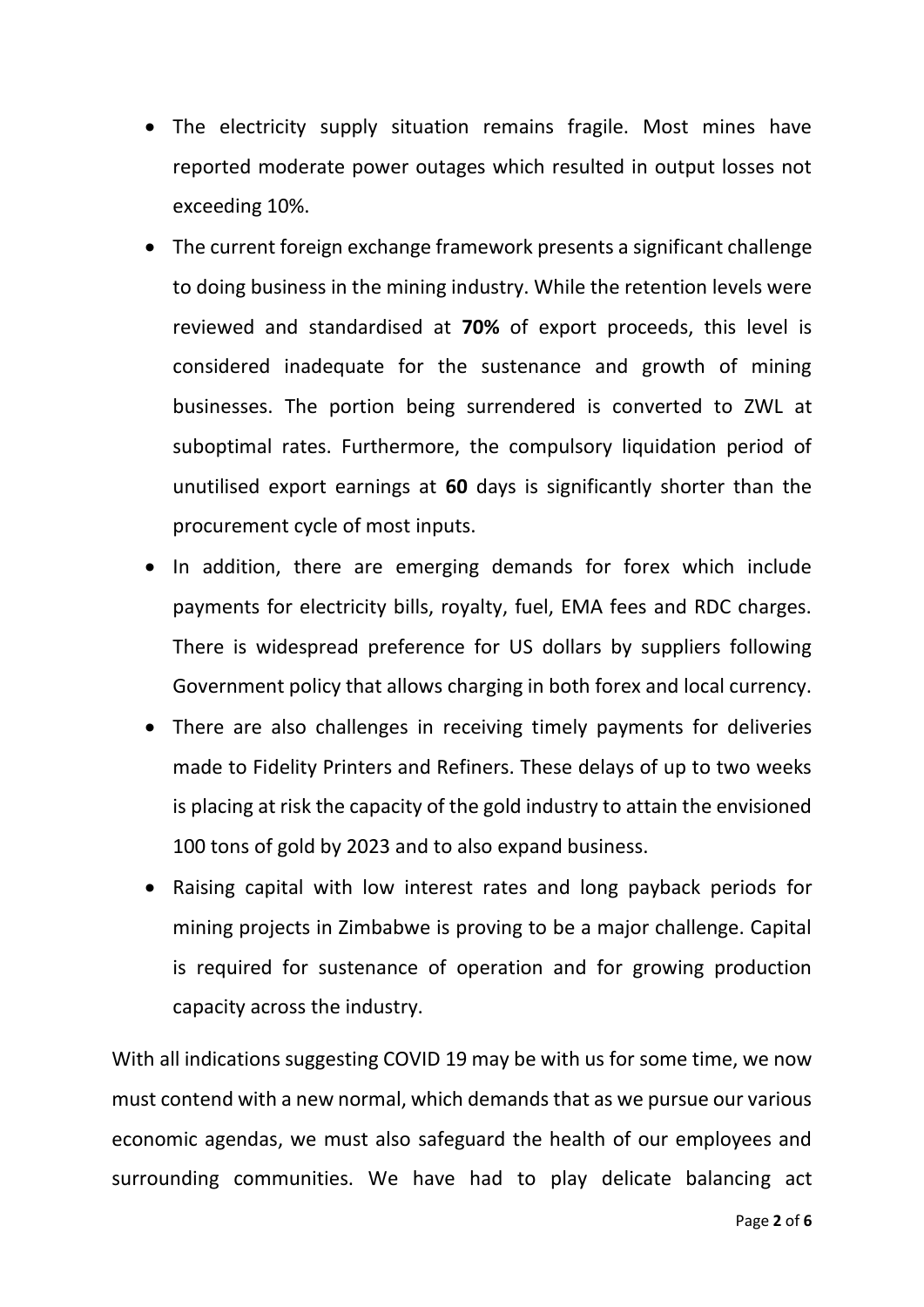- The electricity supply situation remains fragile. Most mines have reported moderate power outages which resulted in output losses not exceeding 10%.
- The current foreign exchange framework presents a significant challenge to doing business in the mining industry. While the retention levels were reviewed and standardised at **70%** of export proceeds, this level is considered inadequate for the sustenance and growth of mining businesses. The portion being surrendered is converted to ZWL at suboptimal rates. Furthermore, the compulsory liquidation period of unutilised export earnings at **60** days is significantly shorter than the procurement cycle of most inputs.
- In addition, there are emerging demands for forex which include payments for electricity bills, royalty, fuel, EMA fees and RDC charges. There is widespread preference for US dollars by suppliers following Government policy that allows charging in both forex and local currency.
- There are also challenges in receiving timely payments for deliveries made to Fidelity Printers and Refiners. These delays of up to two weeks is placing at risk the capacity of the gold industry to attain the envisioned 100 tons of gold by 2023 and to also expand business.
- Raising capital with low interest rates and long payback periods for mining projects in Zimbabwe is proving to be a major challenge. Capital is required for sustenance of operation and for growing production capacity across the industry.

With all indications suggesting COVID 19 may be with us for some time, we now must contend with a new normal, which demands that as we pursue our various economic agendas, we must also safeguard the health of our employees and surrounding communities. We have had to play delicate balancing act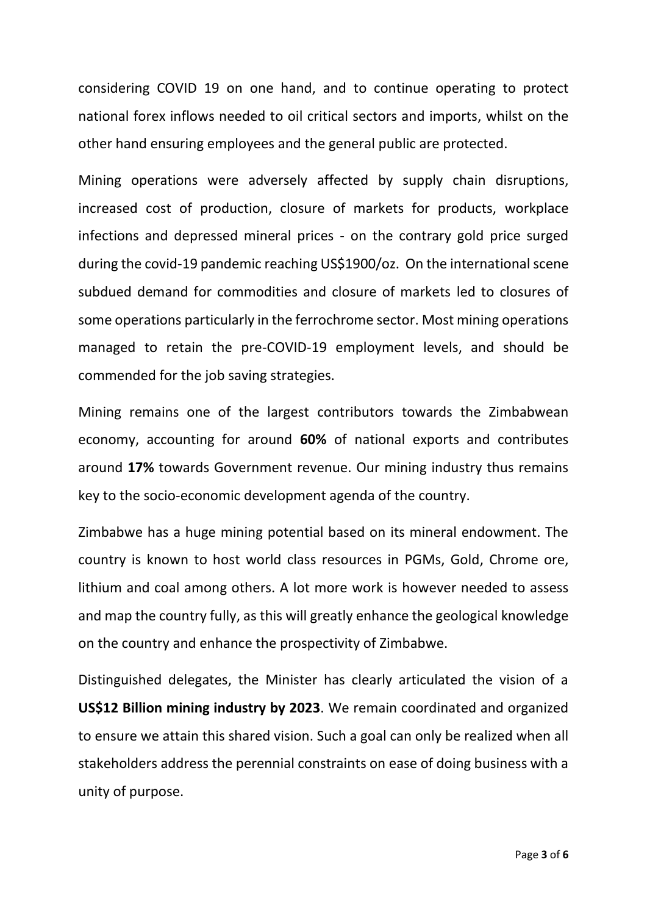considering COVID 19 on one hand, and to continue operating to protect national forex inflows needed to oil critical sectors and imports, whilst on the other hand ensuring employees and the general public are protected.

Mining operations were adversely affected by supply chain disruptions, increased cost of production, closure of markets for products, workplace infections and depressed mineral prices - on the contrary gold price surged during the covid-19 pandemic reaching US$1900/oz. On the international scene subdued demand for commodities and closure of markets led to closures of some operations particularly in the ferrochrome sector. Most mining operations managed to retain the pre-COVID-19 employment levels, and should be commended for the job saving strategies.

Mining remains one of the largest contributors towards the Zimbabwean economy, accounting for around **60%** of national exports and contributes around **17%** towards Government revenue. Our mining industry thus remains key to the socio-economic development agenda of the country.

Zimbabwe has a huge mining potential based on its mineral endowment. The country is known to host world class resources in PGMs, Gold, Chrome ore, lithium and coal among others. A lot more work is however needed to assess and map the country fully, as this will greatly enhance the geological knowledge on the country and enhance the prospectivity of Zimbabwe.

Distinguished delegates, the Minister has clearly articulated the vision of a **US$12 Billion mining industry by 2023**. We remain coordinated and organized to ensure we attain this shared vision. Such a goal can only be realized when all stakeholders address the perennial constraints on ease of doing business with a unity of purpose.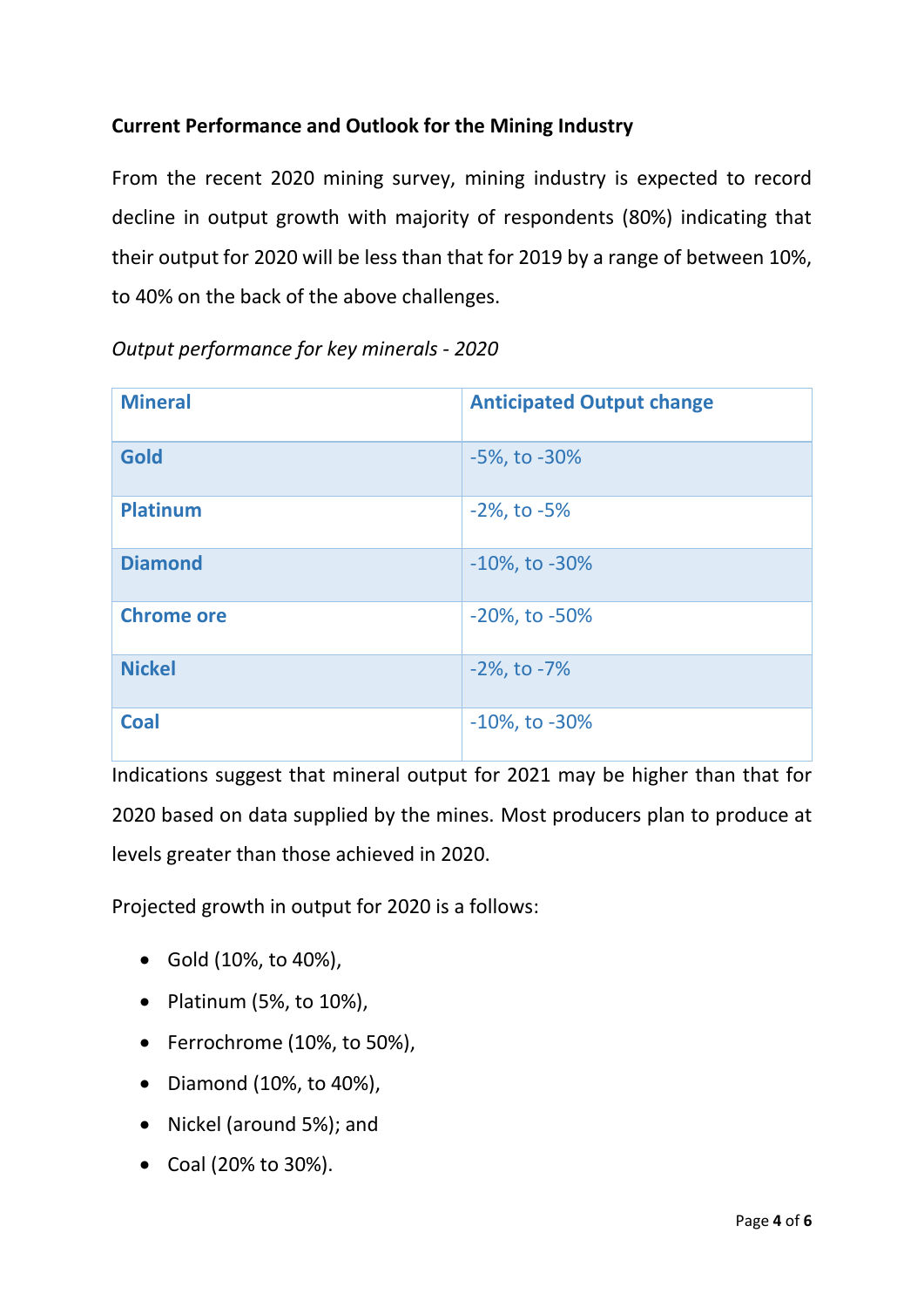**Current Performance and Outlook for the Mining Industry**

From the recent 2020 mining survey, mining industry is expected to record decline in output growth with majority of respondents (80%) indicating that their output for 2020 will be less than that for 2019 by a range of between 10%, to 40% on the back of the above challenges.

*Output performance for key minerals - 2020*

| Mineral | Anticipated Output change |
|---|---|
| Gold | -5%, to -30% |
| Platinum | -2%, to -5% |
| Diamond | -10%, to -30% |
| Chrome ore | -20%, to -50% |
| Nickel | -2%, to -7% |
| Coal | -10%, to -30% |

Indications suggest that mineral output for 2021 may be higher than that for 2020 based on data supplied by the mines. Most producers plan to produce at levels greater than those achieved in 2020.

Projected growth in output for 2020 is a follows:

- Gold (10%, to 40%),
- Platinum (5%, to 10%),
- Ferrochrome (10%, to 50%),
- Diamond (10%, to 40%),
- Nickel (around 5%); and
- Coal (20% to 30%).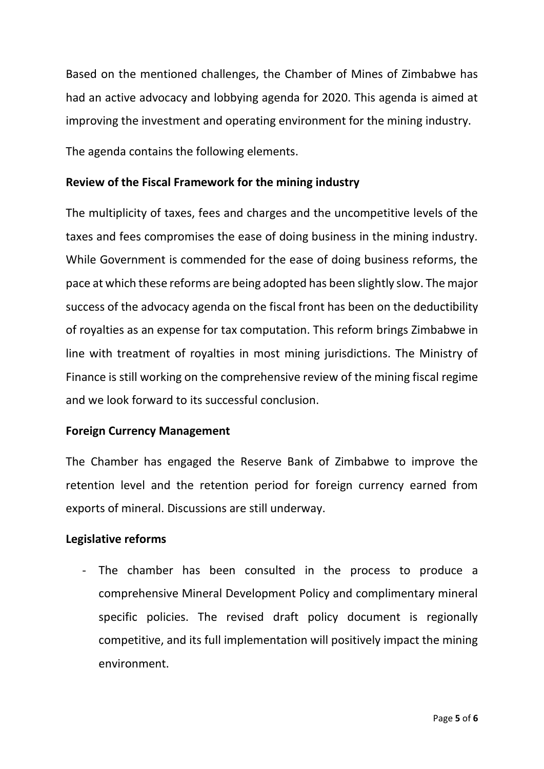Based on the mentioned challenges, the Chamber of Mines of Zimbabwe has had an active advocacy and lobbying agenda for 2020. This agenda is aimed at improving the investment and operating environment for the mining industry.

The agenda contains the following elements.

**Review of the Fiscal Framework for the mining industry**

The multiplicity of taxes, fees and charges and the uncompetitive levels of the taxes and fees compromises the ease of doing business in the mining industry. While Government is commended for the ease of doing business reforms, the pace at which these reforms are being adopted has been slightly slow. The major success of the advocacy agenda on the fiscal front has been on the deductibility of royalties as an expense for tax computation. This reform brings Zimbabwe in line with treatment of royalties in most mining jurisdictions. The Ministry of Finance is still working on the comprehensive review of the mining fiscal regime and we look forward to its successful conclusion.

**Foreign Currency Management**

The Chamber has engaged the Reserve Bank of Zimbabwe to improve the retention level and the retention period for foreign currency earned from exports of mineral. Discussions are still underway.

**Legislative reforms**

- The chamber has been consulted in the process to produce a comprehensive Mineral Development Policy and complimentary mineral specific policies. The revised draft policy document is regionally competitive, and its full implementation will positively impact the mining environment.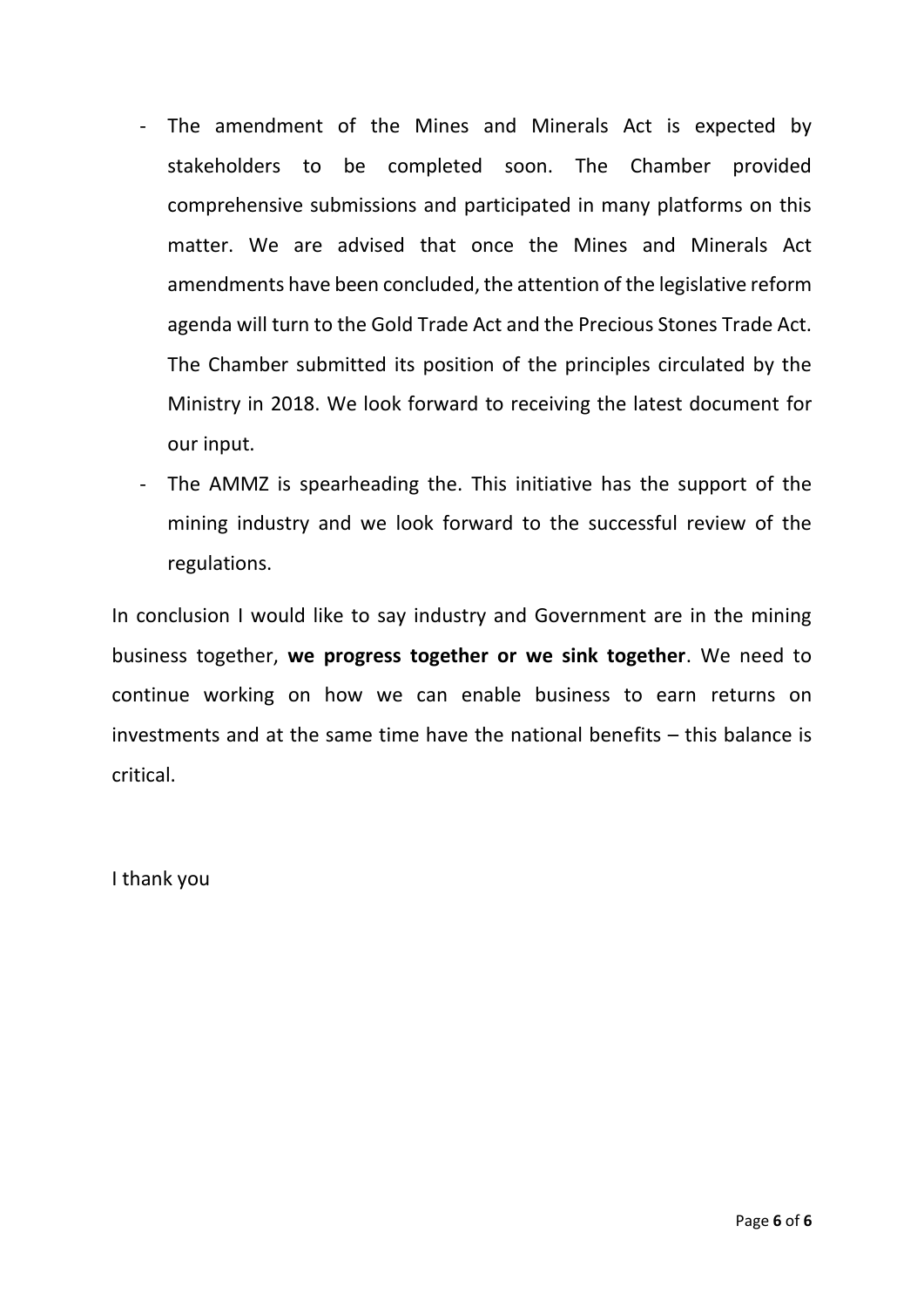- The amendment of the Mines and Minerals Act is expected by stakeholders to be completed soon. The Chamber provided comprehensive submissions and participated in many platforms on this matter. We are advised that once the Mines and Minerals Act amendments have been concluded, the attention of the legislative reform agenda will turn to the Gold Trade Act and the Precious Stones Trade Act. The Chamber submitted its position of the principles circulated by the Ministry in 2018. We look forward to receiving the latest document for our input.
- The AMMZ is spearheading the. This initiative has the support of the mining industry and we look forward to the successful review of the regulations.

In conclusion I would like to say industry and Government are in the mining business together, **we progress together or we sink together**. We need to continue working on how we can enable business to earn returns on investments and at the same time have the national benefits – this balance is critical.

I thank you